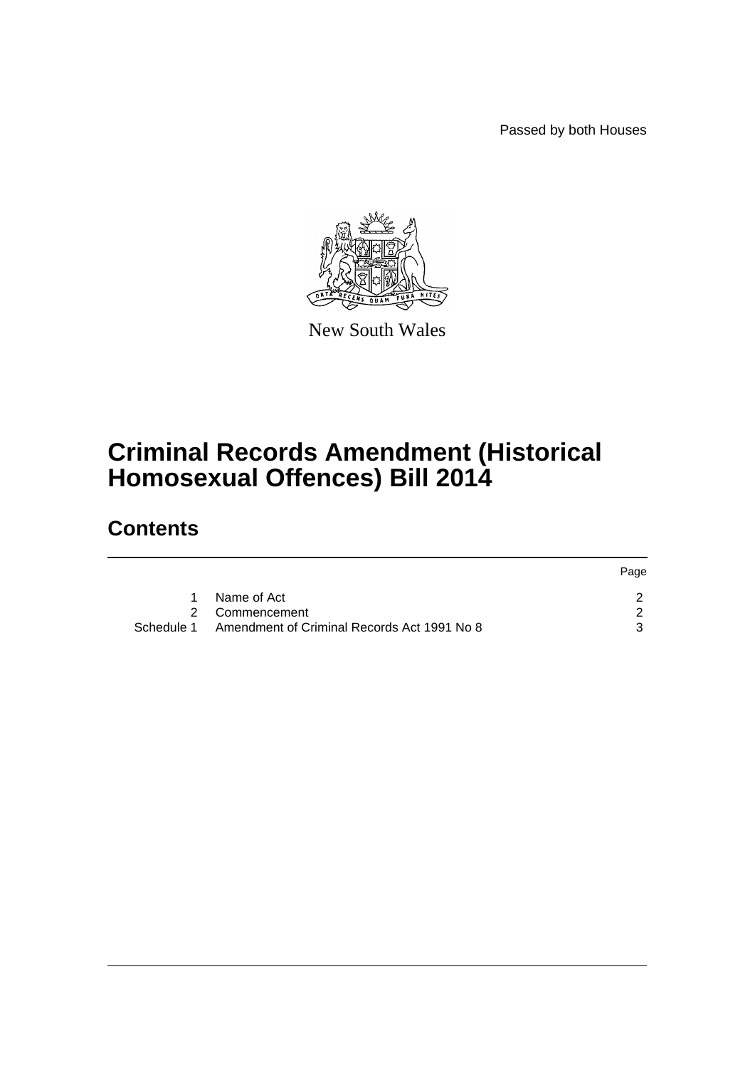Passed by both Houses

New South Wales

# Criminal Records Amendment (Historical Homosexual Offences) Bill 2014

## Contents

| | | Page |
|---|---|---|
| 1 | Name of Act | 2 |
| 2 | Commencement | 2 |
| Schedule 1 | Amendment of Criminal Records Act 1991 No 8 | 3 |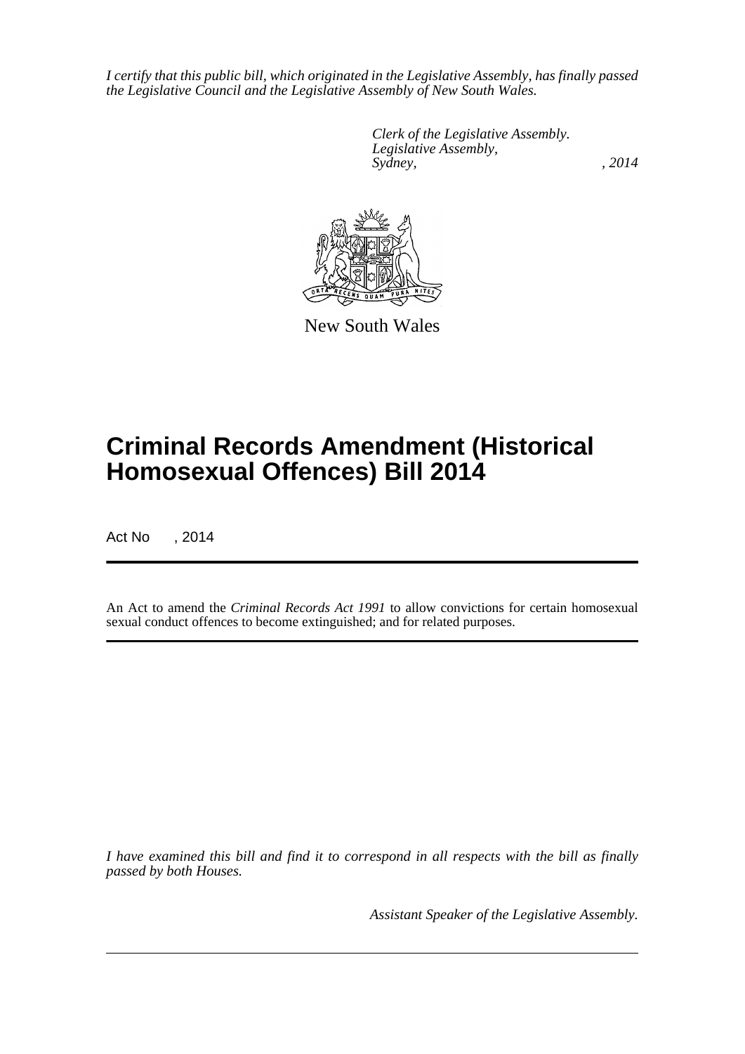*I certify that this public bill, which originated in the Legislative Assembly, has finally passed the Legislative Council and the Legislative Assembly of New South Wales.*

*Clerk of the Legislative Assembly.*
*Legislative Assembly,*
*Sydney, , 2014*

New South Wales

# Criminal Records Amendment (Historical Homosexual Offences) Bill 2014

Act No , 2014

An Act to amend the *Criminal Records Act 1991* to allow convictions for certain homosexual sexual conduct offences to become extinguished; and for related purposes.

*I have examined this bill and find it to correspond in all respects with the bill as finally passed by both Houses.*

*Assistant Speaker of the Legislative Assembly.*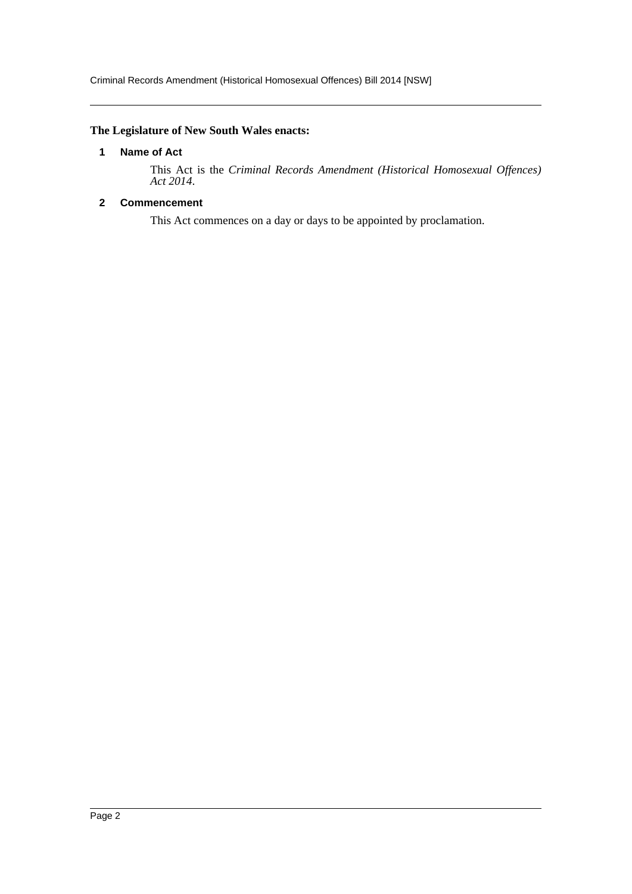**The Legislature of New South Wales enacts:**

**1 Name of Act**

This Act is the *Criminal Records Amendment (Historical Homosexual Offences) Act 2014*.

**2 Commencement**

This Act commences on a day or days to be appointed by proclamation.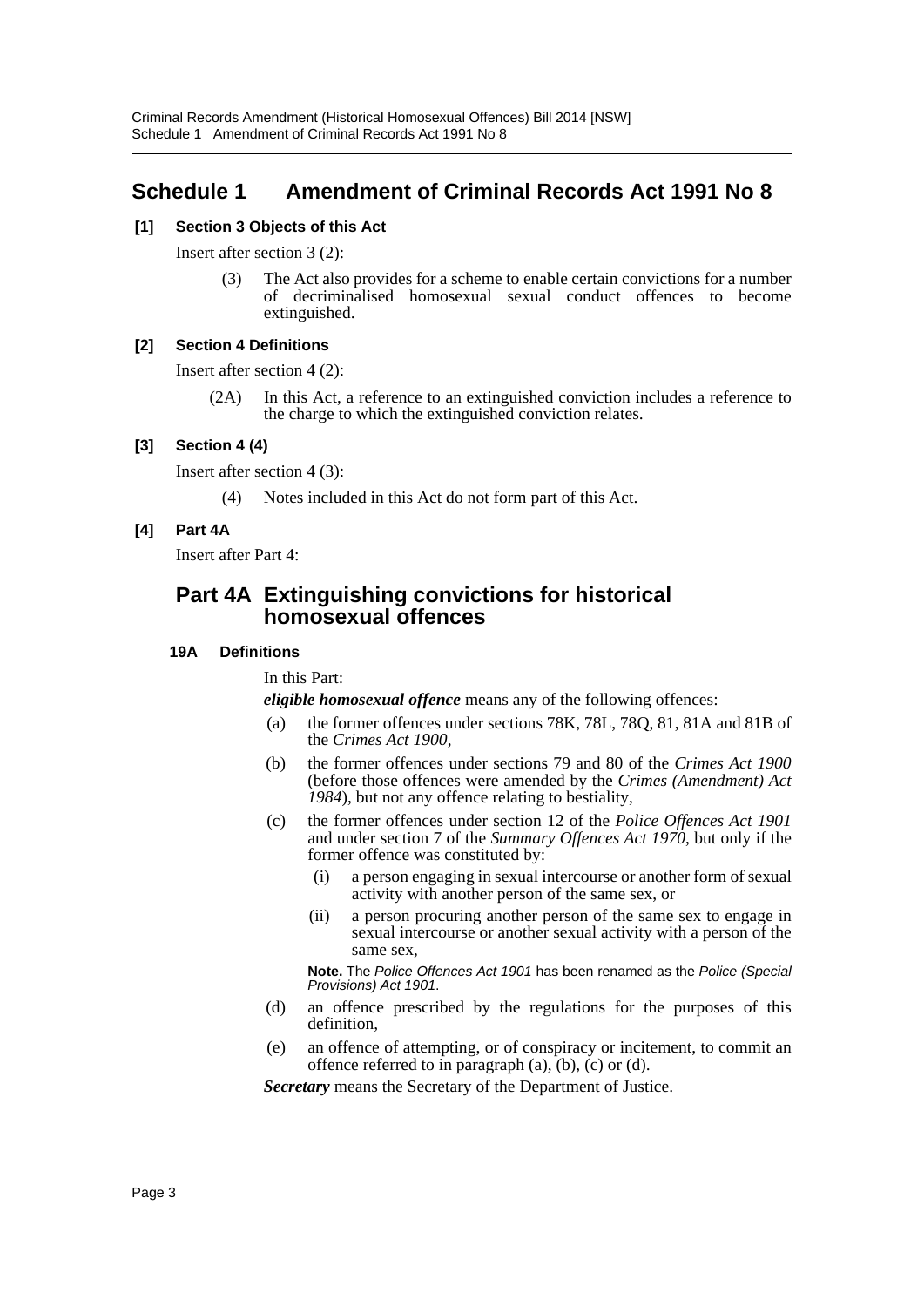## Schedule 1 Amendment of Criminal Records Act 1991 No 8

**[1] Section 3 Objects of this Act**

Insert after section 3 (2):

(3) The Act also provides for a scheme to enable certain convictions for a number of decriminalised homosexual sexual conduct offences to become extinguished.

**[2] Section 4 Definitions**

Insert after section 4 (2):

(2A) In this Act, a reference to an extinguished conviction includes a reference to the charge to which the extinguished conviction relates.

**[3] Section 4 (4)**

Insert after section 4 (3):

(4) Notes included in this Act do not form part of this Act.

**[4] Part 4A**

Insert after Part 4:

### Part 4A Extinguishing convictions for historical homosexual offences

**19A Definitions**

In this Part:

***eligible homosexual offence*** means any of the following offences:

(a) the former offences under sections 78K, 78L, 78Q, 81, 81A and 81B of the *Crimes Act 1900*,

(b) the former offences under sections 79 and 80 of the *Crimes Act 1900* (before those offences were amended by the *Crimes (Amendment) Act 1984*), but not any offence relating to bestiality,

(c) the former offences under section 12 of the *Police Offences Act 1901* and under section 7 of the *Summary Offences Act 1970*, but only if the former offence was constituted by:

(i) a person engaging in sexual intercourse or another form of sexual activity with another person of the same sex, or

(ii) a person procuring another person of the same sex to engage in sexual intercourse or another sexual activity with a person of the same sex,

**Note.** The *Police Offences Act 1901* has been renamed as the *Police (Special Provisions) Act 1901*.

(d) an offence prescribed by the regulations for the purposes of this definition,

(e) an offence of attempting, or of conspiracy or incitement, to commit an offence referred to in paragraph (a), (b), (c) or (d).

***Secretary*** means the Secretary of the Department of Justice.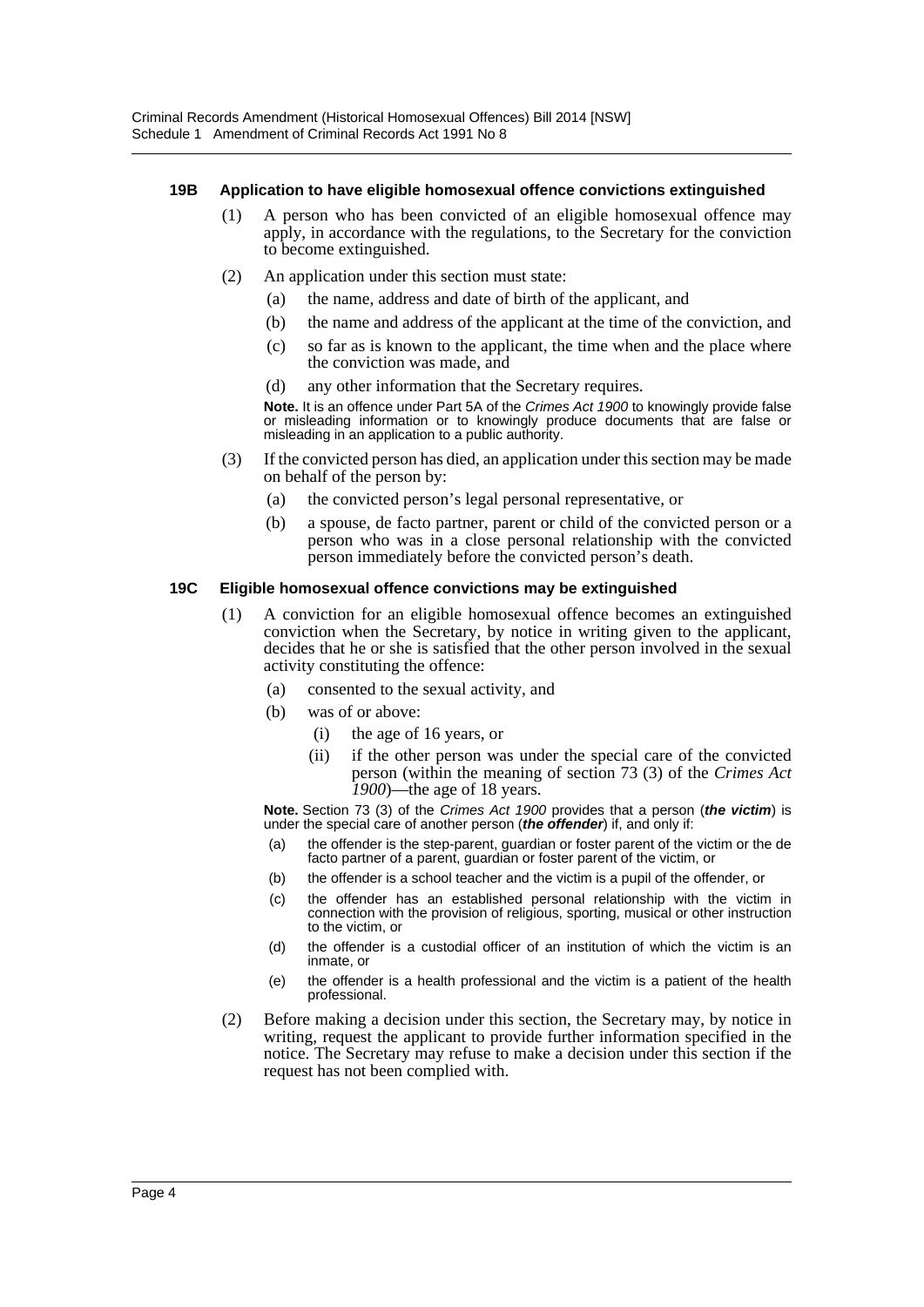#### 19B Application to have eligible homosexual offence convictions extinguished

(1) A person who has been convicted of an eligible homosexual offence may apply, in accordance with the regulations, to the Secretary for the conviction to become extinguished.

(2) An application under this section must state:

- (a) the name, address and date of birth of the applicant, and
- (b) the name and address of the applicant at the time of the conviction, and
- (c) so far as is known to the applicant, the time when and the place where the conviction was made, and
- (d) any other information that the Secretary requires.

**Note.** It is an offence under Part 5A of the *Crimes Act 1900* to knowingly provide false or misleading information or to knowingly produce documents that are false or misleading in an application to a public authority.

(3) If the convicted person has died, an application under this section may be made on behalf of the person by:

- (a) the convicted person's legal personal representative, or
- (b) a spouse, de facto partner, parent or child of the convicted person or a person who was in a close personal relationship with the convicted person immediately before the convicted person's death.

#### 19C Eligible homosexual offence convictions may be extinguished

(1) A conviction for an eligible homosexual offence becomes an extinguished conviction when the Secretary, by notice in writing given to the applicant, decides that he or she is satisfied that the other person involved in the sexual activity constituting the offence:

- (a) consented to the sexual activity, and
- (b) was of or above:
  - (i) the age of 16 years, or
  - (ii) if the other person was under the special care of the convicted person (within the meaning of section 73 (3) of the *Crimes Act 1900*)—the age of 18 years.

**Note.** Section 73 (3) of the *Crimes Act 1900* provides that a person (***the victim***) is under the special care of another person (***the offender***) if, and only if:

- (a) the offender is the step-parent, guardian or foster parent of the victim or the de facto partner of a parent, guardian or foster parent of the victim, or
- (b) the offender is a school teacher and the victim is a pupil of the offender, or
- (c) the offender has an established personal relationship with the victim in connection with the provision of religious, sporting, musical or other instruction to the victim, or
- (d) the offender is a custodial officer of an institution of which the victim is an inmate, or
- (e) the offender is a health professional and the victim is a patient of the health professional.

(2) Before making a decision under this section, the Secretary may, by notice in writing, request the applicant to provide further information specified in the notice. The Secretary may refuse to make a decision under this section if the request has not been complied with.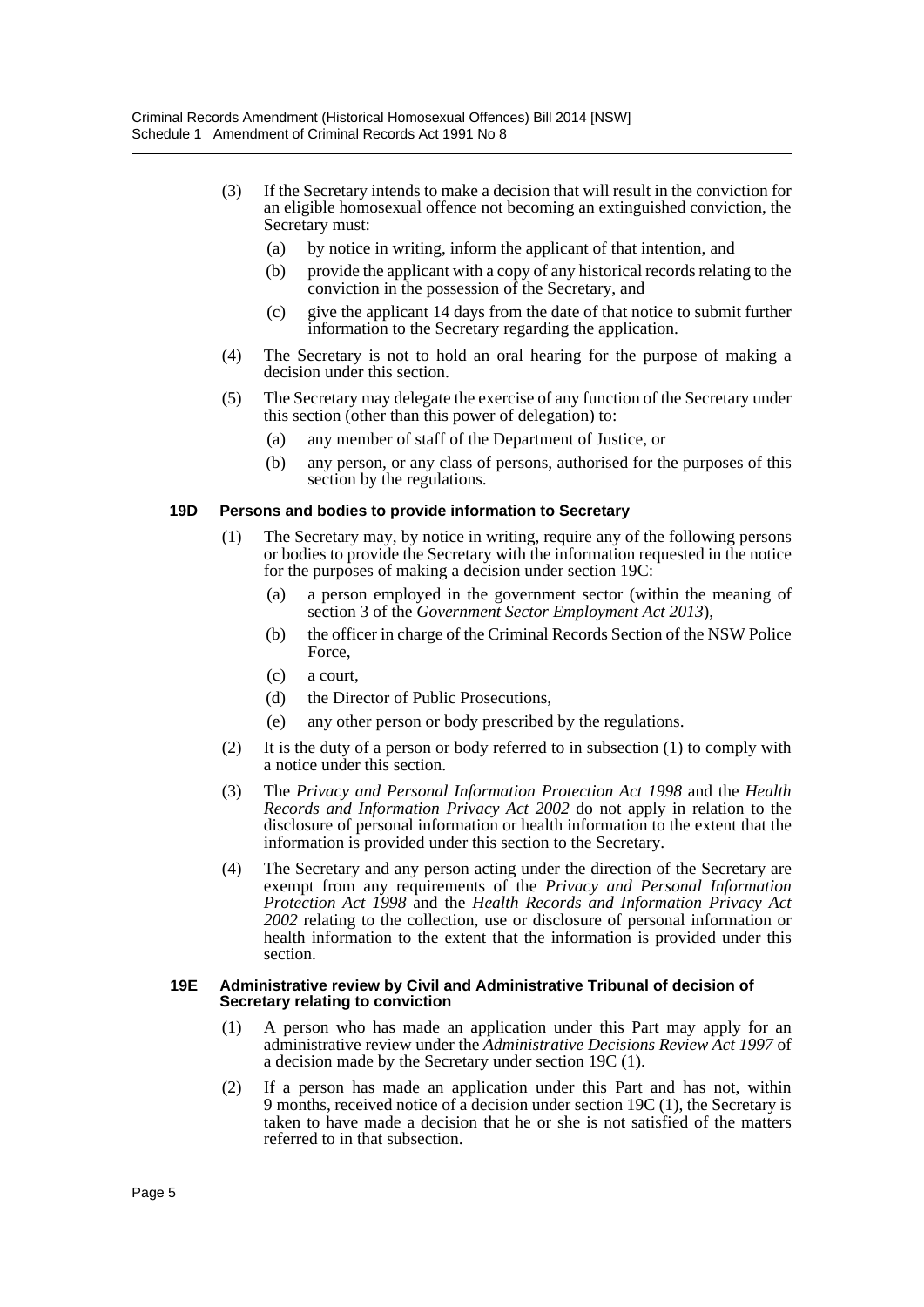(3) If the Secretary intends to make a decision that will result in the conviction for an eligible homosexual offence not becoming an extinguished conviction, the Secretary must:

(a) by notice in writing, inform the applicant of that intention, and

(b) provide the applicant with a copy of any historical records relating to the conviction in the possession of the Secretary, and

(c) give the applicant 14 days from the date of that notice to submit further information to the Secretary regarding the application.

(4) The Secretary is not to hold an oral hearing for the purpose of making a decision under this section.

(5) The Secretary may delegate the exercise of any function of the Secretary under this section (other than this power of delegation) to:

(a) any member of staff of the Department of Justice, or

(b) any person, or any class of persons, authorised for the purposes of this section by the regulations.

#### 19D Persons and bodies to provide information to Secretary

(1) The Secretary may, by notice in writing, require any of the following persons or bodies to provide the Secretary with the information requested in the notice for the purposes of making a decision under section 19C:

(a) a person employed in the government sector (within the meaning of section 3 of the *Government Sector Employment Act 2013*),

(b) the officer in charge of the Criminal Records Section of the NSW Police Force,

(c) a court,

(d) the Director of Public Prosecutions,

(e) any other person or body prescribed by the regulations.

(2) It is the duty of a person or body referred to in subsection (1) to comply with a notice under this section.

(3) The *Privacy and Personal Information Protection Act 1998* and the *Health Records and Information Privacy Act 2002* do not apply in relation to the disclosure of personal information or health information to the extent that the information is provided under this section to the Secretary.

(4) The Secretary and any person acting under the direction of the Secretary are exempt from any requirements of the *Privacy and Personal Information Protection Act 1998* and the *Health Records and Information Privacy Act 2002* relating to the collection, use or disclosure of personal information or health information to the extent that the information is provided under this section.

#### 19E Administrative review by Civil and Administrative Tribunal of decision of Secretary relating to conviction

(1) A person who has made an application under this Part may apply for an administrative review under the *Administrative Decisions Review Act 1997* of a decision made by the Secretary under section 19C (1).

(2) If a person has made an application under this Part and has not, within 9 months, received notice of a decision under section 19C (1), the Secretary is taken to have made a decision that he or she is not satisfied of the matters referred to in that subsection.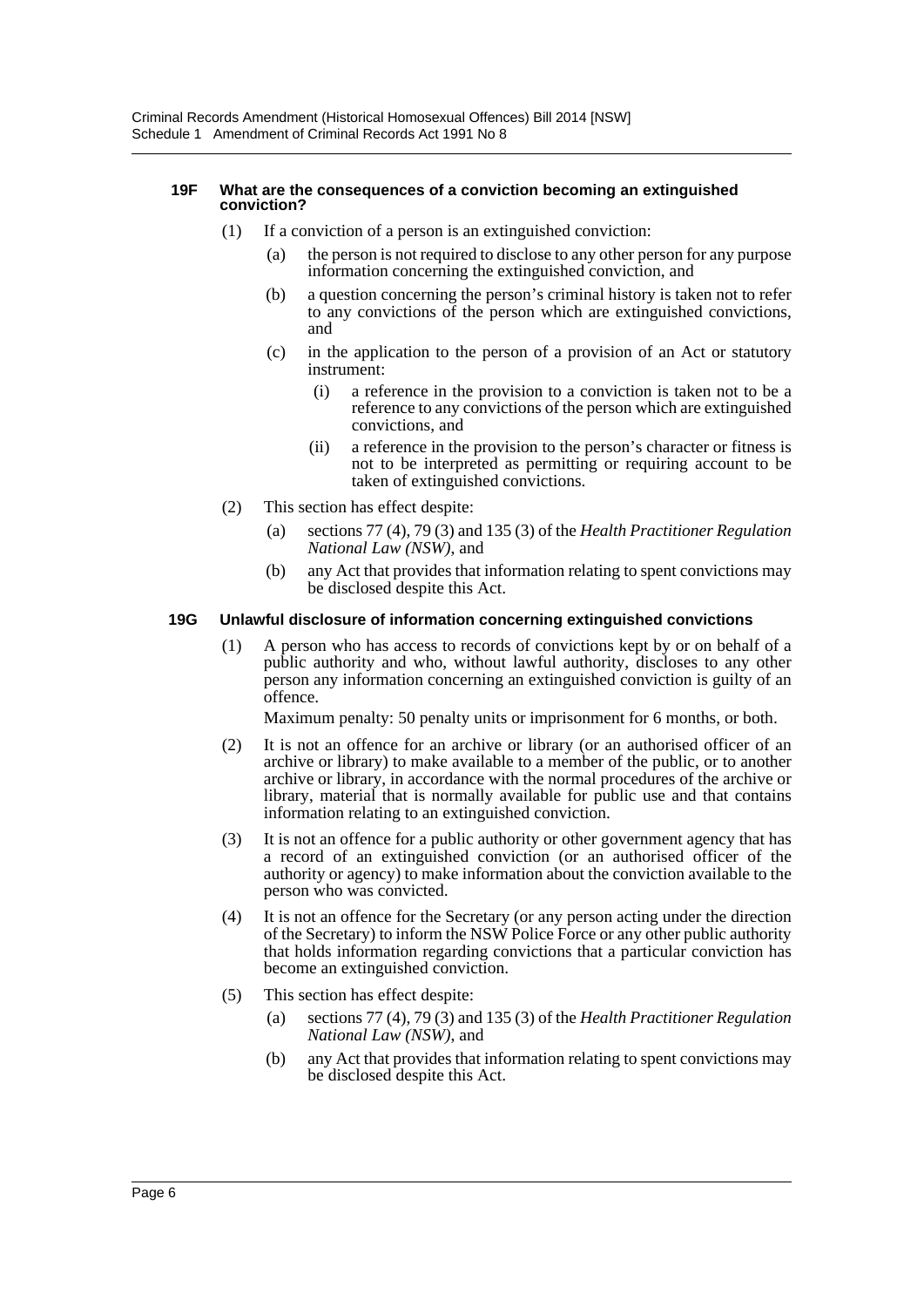#### 19F What are the consequences of a conviction becoming an extinguished conviction?

(1) If a conviction of a person is an extinguished conviction:

(a) the person is not required to disclose to any other person for any purpose information concerning the extinguished conviction, and

(b) a question concerning the person's criminal history is taken not to refer to any convictions of the person which are extinguished convictions, and

(c) in the application to the person of a provision of an Act or statutory instrument:

(i) a reference in the provision to a conviction is taken not to be a reference to any convictions of the person which are extinguished convictions, and

(ii) a reference in the provision to the person's character or fitness is not to be interpreted as permitting or requiring account to be taken of extinguished convictions.

(2) This section has effect despite:

(a) sections 77 (4), 79 (3) and 135 (3) of the *Health Practitioner Regulation National Law (NSW)*, and

(b) any Act that provides that information relating to spent convictions may be disclosed despite this Act.

#### 19G Unlawful disclosure of information concerning extinguished convictions

(1) A person who has access to records of convictions kept by or on behalf of a public authority and who, without lawful authority, discloses to any other person any information concerning an extinguished conviction is guilty of an offence.

Maximum penalty: 50 penalty units or imprisonment for 6 months, or both.

(2) It is not an offence for an archive or library (or an authorised officer of an archive or library) to make available to a member of the public, or to another archive or library, in accordance with the normal procedures of the archive or library, material that is normally available for public use and that contains information relating to an extinguished conviction.

(3) It is not an offence for a public authority or other government agency that has a record of an extinguished conviction (or an authorised officer of the authority or agency) to make information about the conviction available to the person who was convicted.

(4) It is not an offence for the Secretary (or any person acting under the direction of the Secretary) to inform the NSW Police Force or any other public authority that holds information regarding convictions that a particular conviction has become an extinguished conviction.

(5) This section has effect despite:

(a) sections 77 (4), 79 (3) and 135 (3) of the *Health Practitioner Regulation National Law (NSW)*, and

(b) any Act that provides that information relating to spent convictions may be disclosed despite this Act.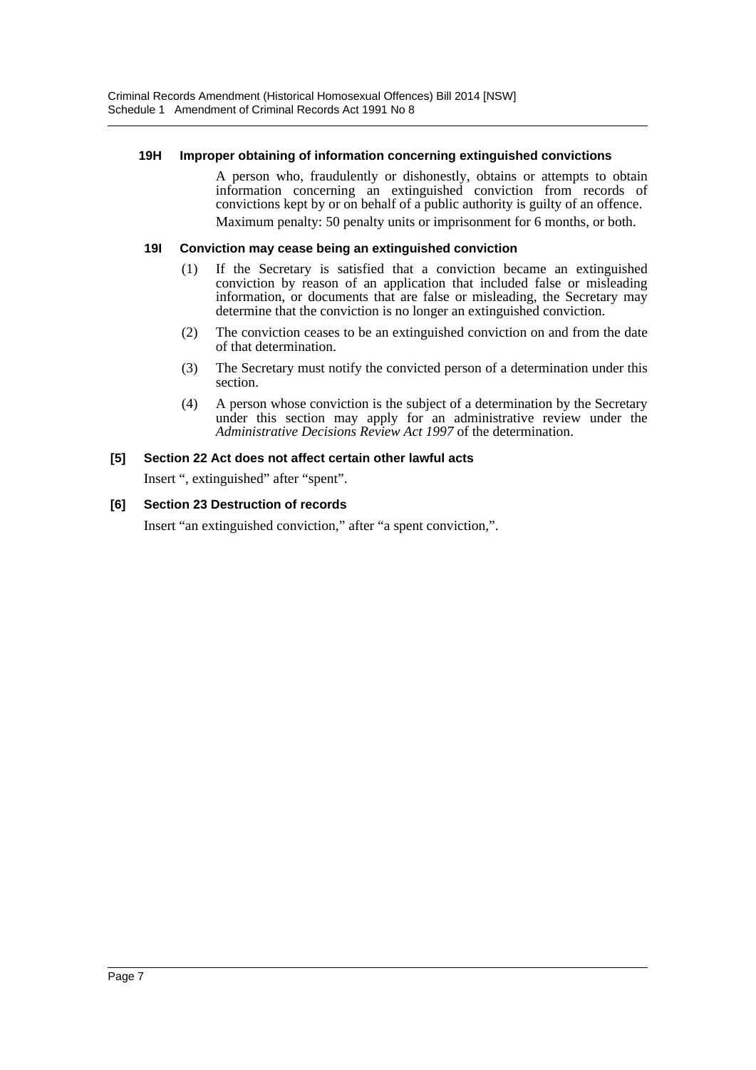#### 19H Improper obtaining of information concerning extinguished convictions

A person who, fraudulently or dishonestly, obtains or attempts to obtain information concerning an extinguished conviction from records of convictions kept by or on behalf of a public authority is guilty of an offence.

Maximum penalty: 50 penalty units or imprisonment for 6 months, or both.

#### 19I Conviction may cease being an extinguished conviction

(1) If the Secretary is satisfied that a conviction became an extinguished conviction by reason of an application that included false or misleading information, or documents that are false or misleading, the Secretary may determine that the conviction is no longer an extinguished conviction.

(2) The conviction ceases to be an extinguished conviction on and from the date of that determination.

(3) The Secretary must notify the convicted person of a determination under this section.

(4) A person whose conviction is the subject of a determination by the Secretary under this section may apply for an administrative review under the *Administrative Decisions Review Act 1997* of the determination.

### [5] Section 22 Act does not affect certain other lawful acts

Insert ", extinguished" after "spent".

### [6] Section 23 Destruction of records

Insert "an extinguished conviction," after "a spent conviction,".